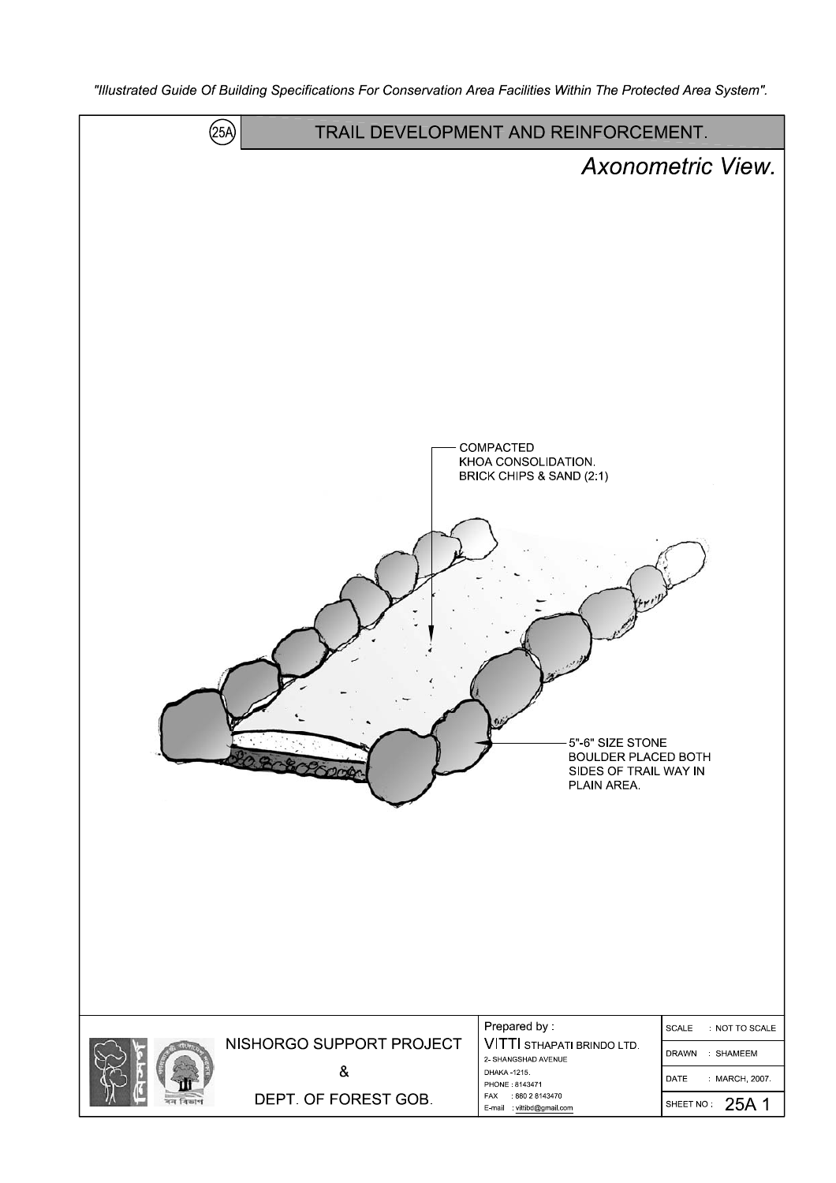*"Illustrated Guide Of Building Specifications For Conservation Area Facilities Within The Protected Area System".*

# (25A) TRAIL DEVELOPMENT AND REINFORCEMENT.

## *Axonometric View.*

COMPACTED KHOA CONSOLIDATION. BRICK CHIPS & SAND (2:1)

5"-6" SIZE STONE BOULDER PLACED BOTH SIDES OF TRAIL WAY IN PLAIN AREA.

NISHORGO SUPPORT PROJECT

&

DEPT. OF FOREST GOB.

Prepared by :
VITTI STHAPATI BRINDO LTD.
2- SHANGSHAD AVENUE
DHAKA -1215.
PHONE : 8143471
FAX : 880 2 8143470
E-mail : vittibd@gmail.com

| | |
|---|---|
| SCALE | : NOT TO SCALE |
| DRAWN | : SHAMEEM |
| DATE | : MARCH, 2007. |
| SHEET NO : | 25A 1 |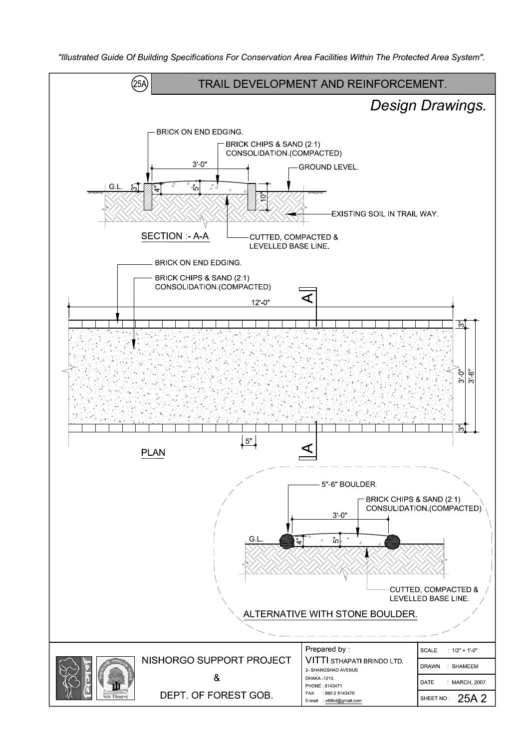"Illustrated Guide Of Building Specifications For Conservation Area Facilities Within The Protected Area System".

# 25A TRAIL DEVELOPMENT AND REINFORCEMENT.

## *Design Drawings.*

### SECTION :- A-A

- BRICK ON END EDGING.
- BRICK CHIPS & SAND (2:1) CONSOLIDATION.(COMPACTED)
- GROUND LEVEL.
- EXISTING SOIL IN TRAIL WAY.
- CUTTED, COMPACTED & LEVELLED BASE LINE.

3'-0"; G.L.; 3"; 4"; 5"; 10"

### PLAN

- BRICK ON END EDGING.
- BRICK CHIPS & SAND (2:1) CONSOLIDATION.(COMPACTED)

12'-0"; 3"; 3'-0"; 3'-6"; 3"; 5"; A; A

### ALTERNATIVE WITH STONE BOULDER.

- 5"-6" BOULDER.
- BRICK CHIPS & SAND (2:1) CONSULIDATION.(COMPACTED)
- CUTTED, COMPACTED & LEVELLED BASE LINE.

3'-0"; G.L.; 4"; 5"

---

NISHORGO SUPPORT PROJECT & DEPT. OF FOREST GOB.

Prepared by : VITTI STHAPATI BRINDO LTD.
2- SHANGSHAD AVENUE
DHAKA -1215.
PHONE : 8143471
FAX : 880 2 8143470
E-mail : vittibd@gmail.com

| | |
|---|---|
| SCALE | : 1/2" = 1'-0" |
| DRAWN | : SHAMEEM |
| DATE | : MARCH, 2007. |
| SHEET NO : | 25A 2 |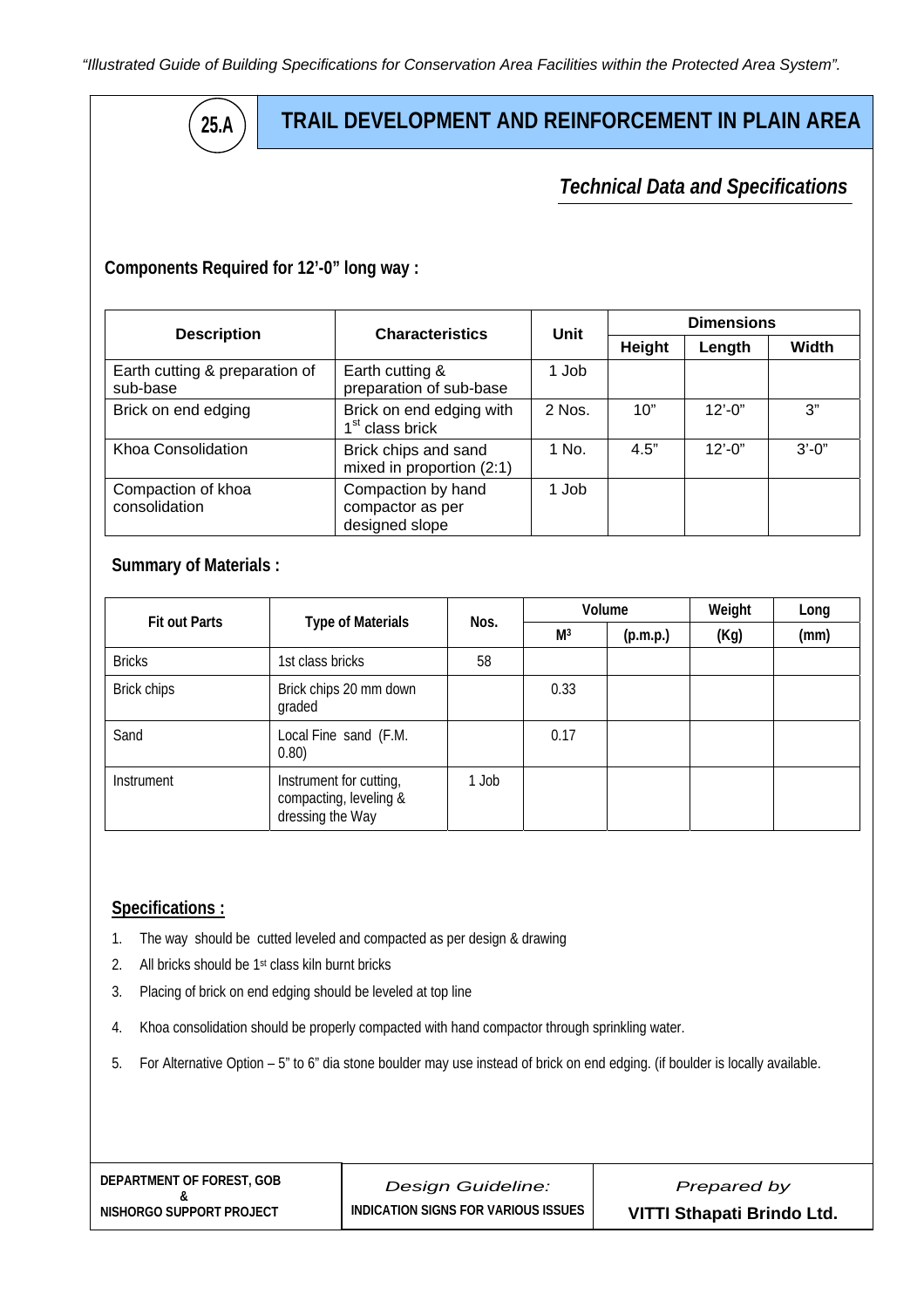# 25.A TRAIL DEVELOPMENT AND REINFORCEMENT IN PLAIN AREA

## *Technical Data and Specifications*

### Components Required for 12'-0" long way :

| Description | Characteristics | Unit | Dimensions | | |
|---|---|---|---|---|---|
| | | | Height | Length | Width |
| Earth cutting & preparation of sub-base | Earth cutting & preparation of sub-base | 1 Job | | | |
| Brick on end edging | Brick on end edging with 1st class brick | 2 Nos. | 10" | 12'-0" | 3" |
| Khoa Consolidation | Brick chips and sand mixed in proportion (2:1) | 1 No. | 4.5" | 12'-0" | 3'-0" |
| Compaction of khoa consolidation | Compaction by hand compactor as per designed slope | 1 Job | | | |

### Summary of Materials :

| Fit out Parts | Type of Materials | Nos. | Volume | | Weight | Long |
|---|---|---|---|---|---|---|
| | | | $M^3$ | (p.m.p.) | (Kg) | (mm) |
| Bricks | 1st class bricks | 58 | | | | |
| Brick chips | Brick chips 20 mm down graded | | 0.33 | | | |
| Sand | Local Fine sand (F.M. 0.80) | | 0.17 | | | |
| Instrument | Instrument for cutting, compacting, leveling & dressing the Way | 1 Job | | | | |

### Specifications :

1. The way should be cutted leveled and compacted as per design & drawing
2. All bricks should be 1st class kiln burnt bricks
3. Placing of brick on end edging should be leveled at top line
4. Khoa consolidation should be properly compacted with hand compactor through sprinkling water.
5. For Alternative Option – 5" to 6" dia stone boulder may use instead of brick on end edging. (if boulder is locally available.